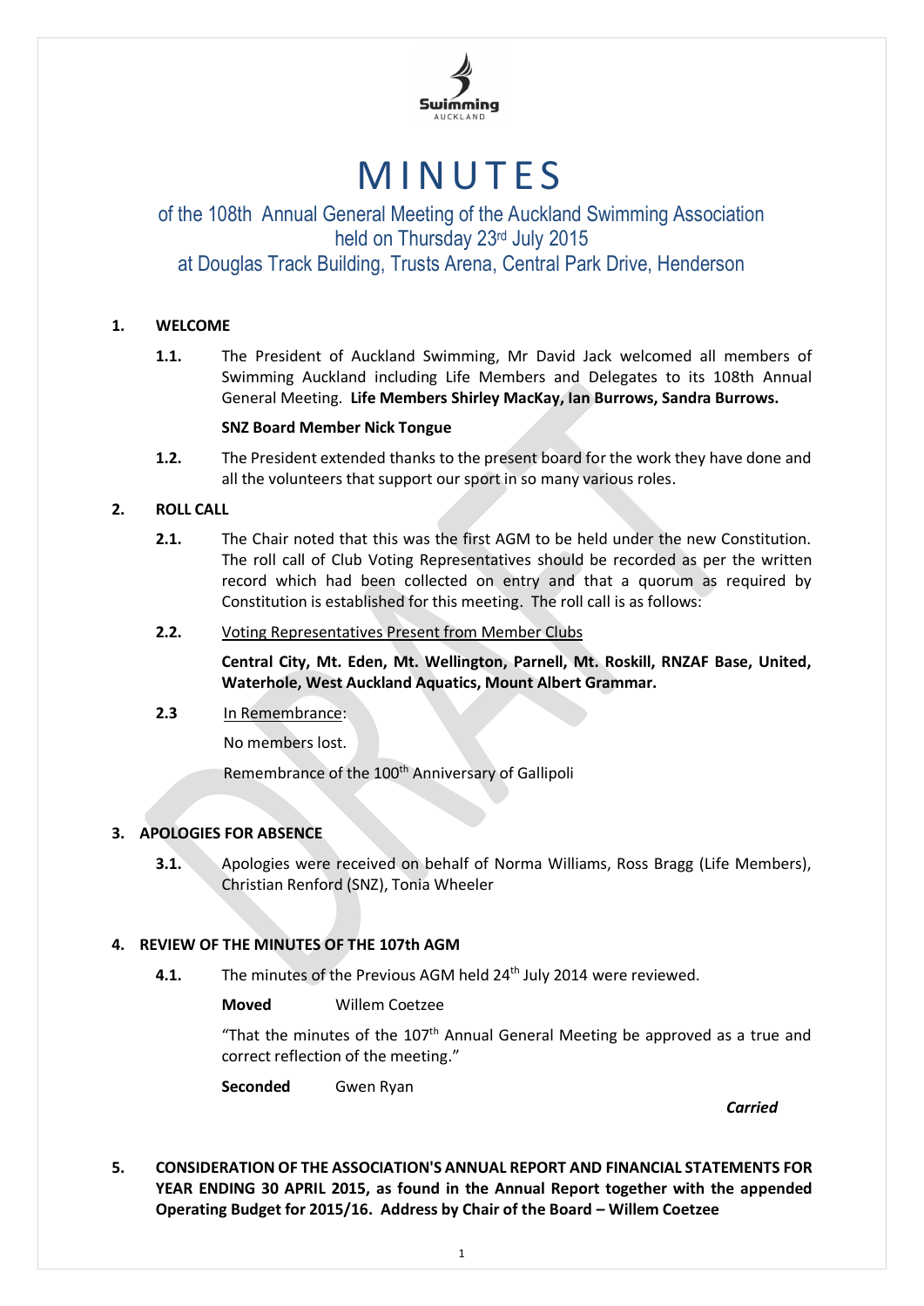# MINUTES

of the 108th Annual General Meeting of the Auckland Swimming Association
held on Thursday 23rd July 2015
at Douglas Track Building, Trusts Arena, Central Park Drive, Henderson

## 1. WELCOME

**1.1.** The President of Auckland Swimming, Mr David Jack welcomed all members of Swimming Auckland including Life Members and Delegates to its 108th Annual General Meeting. **Life Members Shirley MacKay, Ian Burrows, Sandra Burrows.**

**SNZ Board Member Nick Tongue**

**1.2.** The President extended thanks to the present board for the work they have done and all the volunteers that support our sport in so many various roles.

## 2. ROLL CALL

**2.1.** The Chair noted that this was the first AGM to be held under the new Constitution. The roll call of Club Voting Representatives should be recorded as per the written record which had been collected on entry and that a quorum as required by Constitution is established for this meeting. The roll call is as follows:

**2.2.** Voting Representatives Present from Member Clubs

**Central City, Mt. Eden, Mt. Wellington, Parnell, Mt. Roskill, RNZAF Base, United, Waterhole, West Auckland Aquatics, Mount Albert Grammar.**

**2.3** In Remembrance:

No members lost.

Remembrance of the 100th Anniversary of Gallipoli

## 3. APOLOGIES FOR ABSENCE

**3.1.** Apologies were received on behalf of Norma Williams, Ross Bragg (Life Members), Christian Renford (SNZ), Tonia Wheeler

## 4. REVIEW OF THE MINUTES OF THE 107th AGM

**4.1.** The minutes of the Previous AGM held 24th July 2014 were reviewed.

**Moved** Willem Coetzee

"That the minutes of the 107th Annual General Meeting be approved as a true and correct reflection of the meeting."

**Seconded** Gwen Ryan

*Carried*

## 5. CONSIDERATION OF THE ASSOCIATION'S ANNUAL REPORT AND FINANCIAL STATEMENTS FOR YEAR ENDING 30 APRIL 2015, as found in the Annual Report together with the appended Operating Budget for 2015/16. Address by Chair of the Board – Willem Coetzee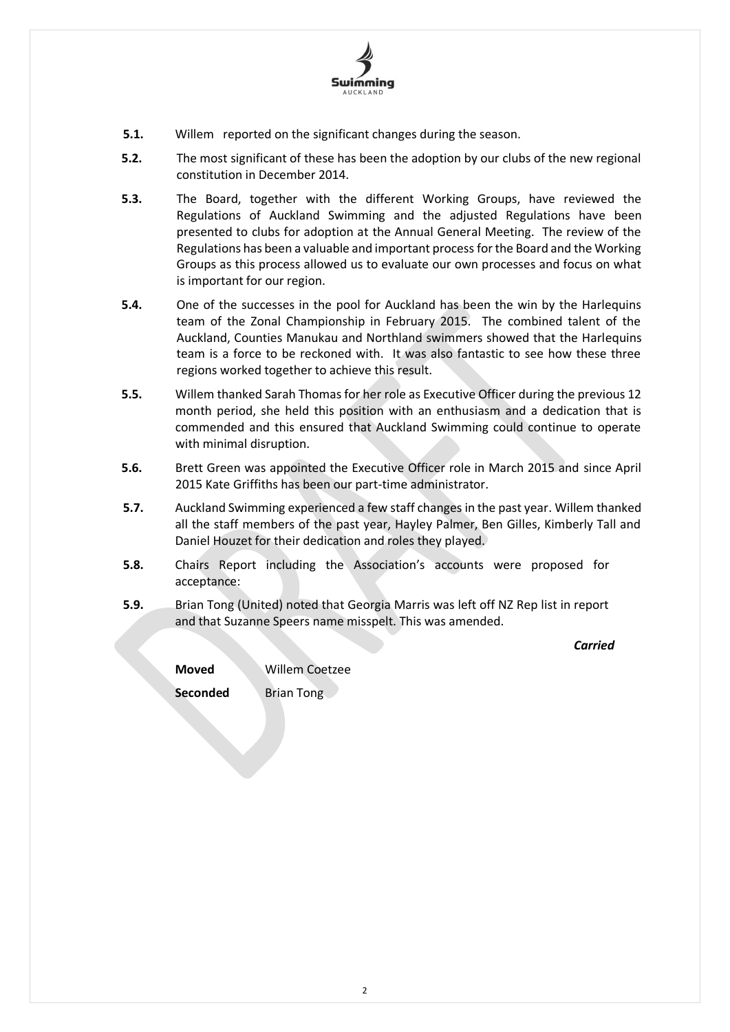**5.1.** Willem reported on the significant changes during the season.

**5.2.** The most significant of these has been the adoption by our clubs of the new regional constitution in December 2014.

**5.3.** The Board, together with the different Working Groups, have reviewed the Regulations of Auckland Swimming and the adjusted Regulations have been presented to clubs for adoption at the Annual General Meeting. The review of the Regulations has been a valuable and important process for the Board and the Working Groups as this process allowed us to evaluate our own processes and focus on what is important for our region.

**5.4.** One of the successes in the pool for Auckland has been the win by the Harlequins team of the Zonal Championship in February 2015. The combined talent of the Auckland, Counties Manukau and Northland swimmers showed that the Harlequins team is a force to be reckoned with. It was also fantastic to see how these three regions worked together to achieve this result.

**5.5.** Willem thanked Sarah Thomas for her role as Executive Officer during the previous 12 month period, she held this position with an enthusiasm and a dedication that is commended and this ensured that Auckland Swimming could continue to operate with minimal disruption.

**5.6.** Brett Green was appointed the Executive Officer role in March 2015 and since April 2015 Kate Griffiths has been our part-time administrator.

**5.7.** Auckland Swimming experienced a few staff changes in the past year. Willem thanked all the staff members of the past year, Hayley Palmer, Ben Gilles, Kimberly Tall and Daniel Houzet for their dedication and roles they played.

**5.8.** Chairs Report including the Association's accounts were proposed for acceptance:

**5.9.** Brian Tong (United) noted that Georgia Marris was left off NZ Rep list in report and that Suzanne Speers name misspelt. This was amended.

***Carried***

**Moved** Willem Coetzee

**Seconded** Brian Tong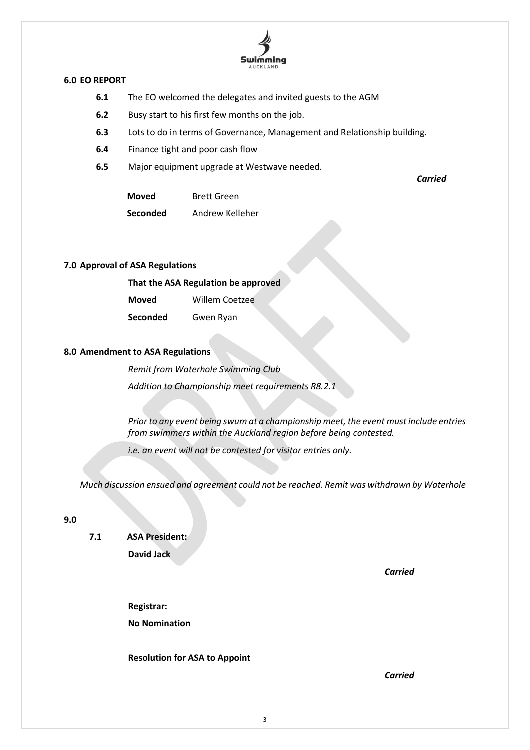## 6.0 EO REPORT

**6.1** The EO welcomed the delegates and invited guests to the AGM

**6.2** Busy start to his first few months on the job.

**6.3** Lots to do in terms of Governance, Management and Relationship building.

**6.4** Finance tight and poor cash flow

**6.5** Major equipment upgrade at Westwave needed.

*Carried*

**Moved** Brett Green

**Seconded** Andrew Kelleher

## 7.0 Approval of ASA Regulations

**That the ASA Regulation be approved**

**Moved** Willem Coetzee

**Seconded** Gwen Ryan

## 8.0 Amendment to ASA Regulations

*Remit from Waterhole Swimming Club*

*Addition to Championship meet requirements R8.2.1*

*Prior to any event being swum at a championship meet, the event must include entries from swimmers within the Auckland region before being contested.*

*i.e. an event will not be contested for visitor entries only.*

*Much discussion ensued and agreement could not be reached. Remit was withdrawn by Waterhole*

## 9.0

**7.1 ASA President:**

**David Jack**

*Carried*

**Registrar:**

**No Nomination**

**Resolution for ASA to Appoint**

*Carried*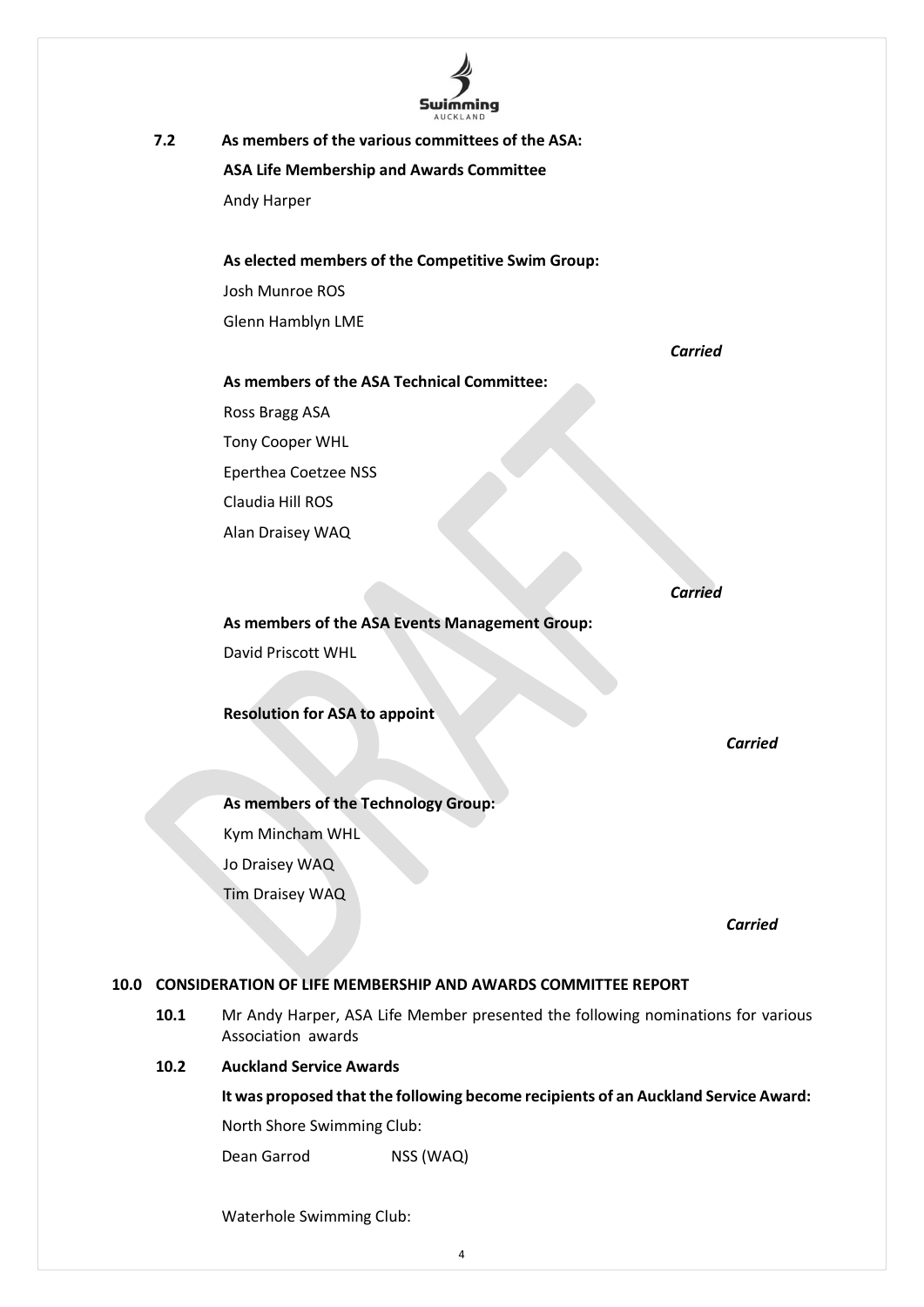**7.2 As members of the various committees of the ASA:**

**ASA Life Membership and Awards Committee**

Andy Harper

**As elected members of the Competitive Swim Group:**

Josh Munroe ROS

Glenn Hamblyn LME

*Carried*

**As members of the ASA Technical Committee:**

Ross Bragg ASA

Tony Cooper WHL

Eperthea Coetzee NSS

Claudia Hill ROS

Alan Draisey WAQ

*Carried*

**As members of the ASA Events Management Group:**

David Priscott WHL

**Resolution for ASA to appoint**

*Carried*

**As members of the Technology Group:**

Kym Mincham WHL

Jo Draisey WAQ

Tim Draisey WAQ

*Carried*

## 10.0 CONSIDERATION OF LIFE MEMBERSHIP AND AWARDS COMMITTEE REPORT

**10.1** Mr Andy Harper, ASA Life Member presented the following nominations for various Association awards

**10.2 Auckland Service Awards**

**It was proposed that the following become recipients of an Auckland Service Award:**

North Shore Swimming Club:

Dean Garrod NSS (WAQ)

Waterhole Swimming Club: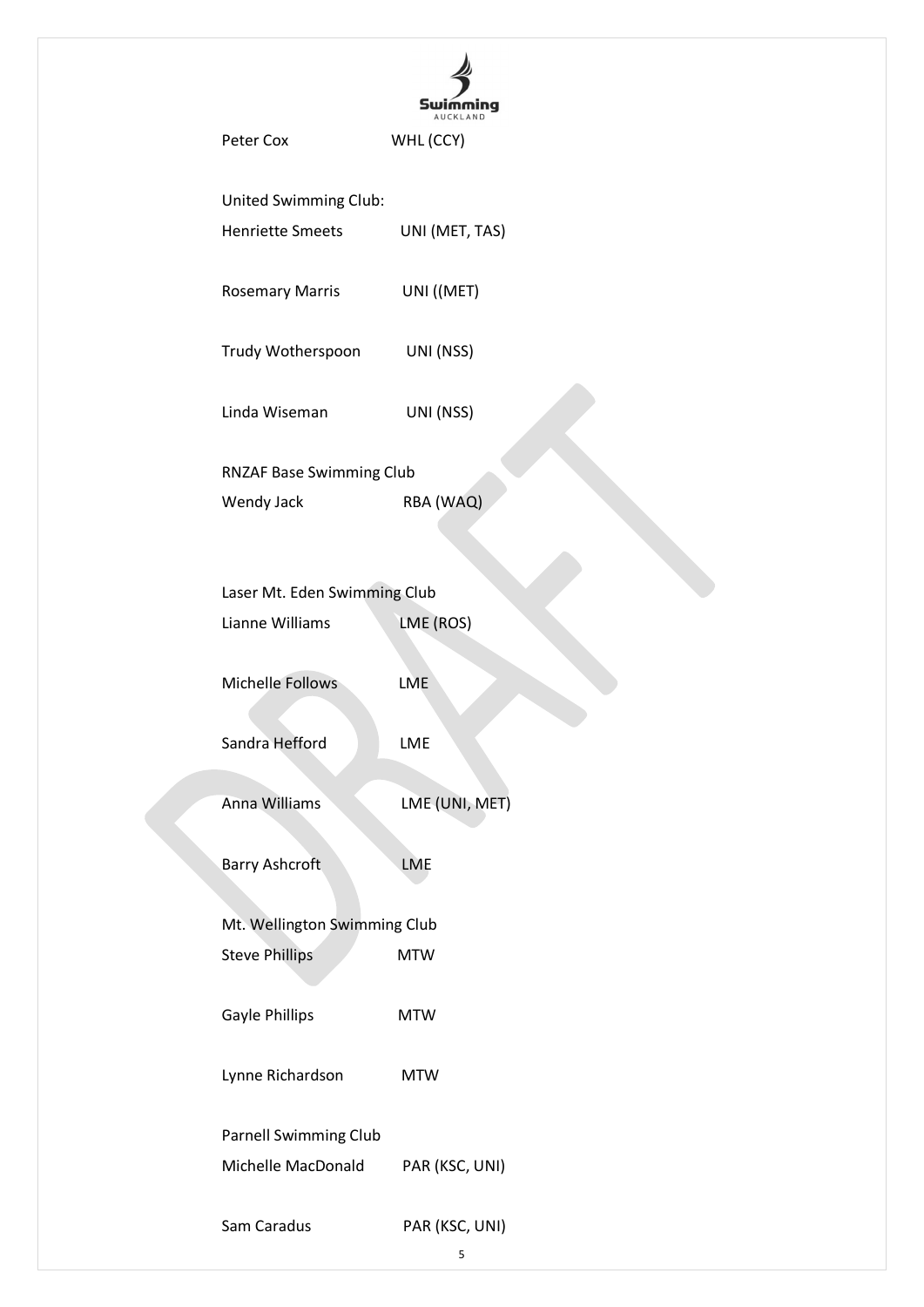Peter Cox WHL (CCY)

United Swimming Club:

Henriette Smeets UNI (MET, TAS)

Rosemary Marris UNI ((MET)

Trudy Wotherspoon UNI (NSS)

Linda Wiseman UNI (NSS)

RNZAF Base Swimming Club

Wendy Jack RBA (WAQ)

Laser Mt. Eden Swimming Club

Lianne Williams LME (ROS)

Michelle Follows LME

Sandra Hefford LME

Anna Williams LME (UNI, MET)

Barry Ashcroft LME

Mt. Wellington Swimming Club

Steve Phillips MTW

Gayle Phillips MTW

Lynne Richardson MTW

Parnell Swimming Club

Michelle MacDonald PAR (KSC, UNI)

Sam Caradus PAR (KSC, UNI)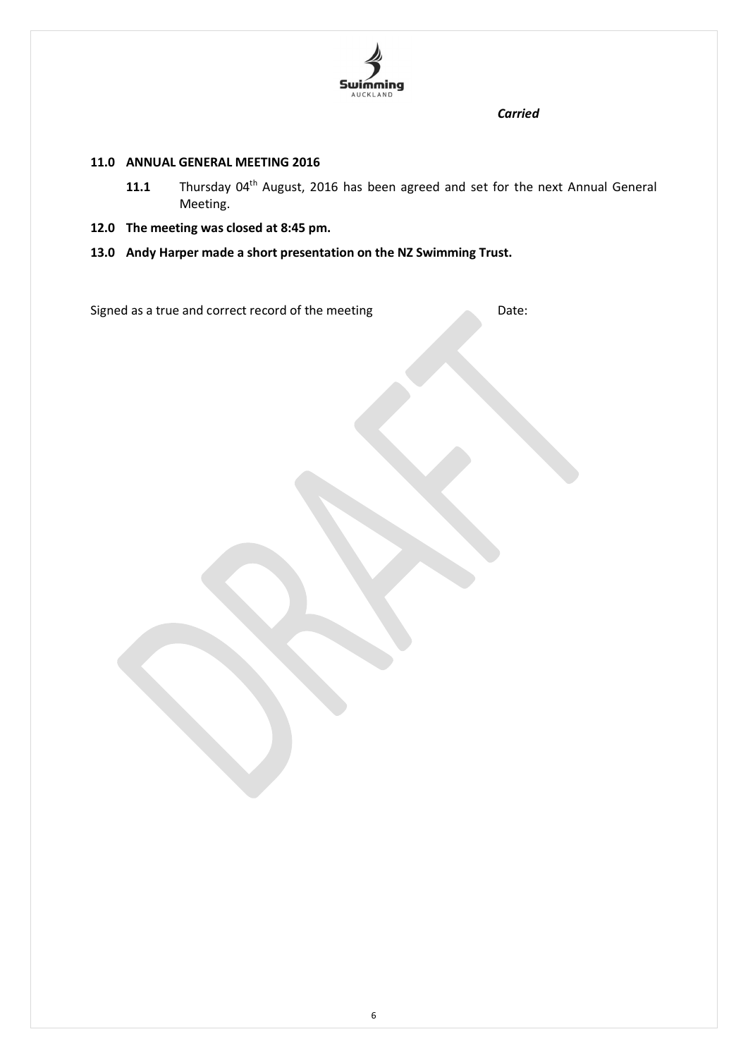*Carried*

## 11.0 ANNUAL GENERAL MEETING 2016

**11.1** Thursday 04th August, 2016 has been agreed and set for the next Annual General Meeting.

## 12.0 The meeting was closed at 8:45 pm.

## 13.0 Andy Harper made a short presentation on the NZ Swimming Trust.

Signed as a true and correct record of the meeting Date: